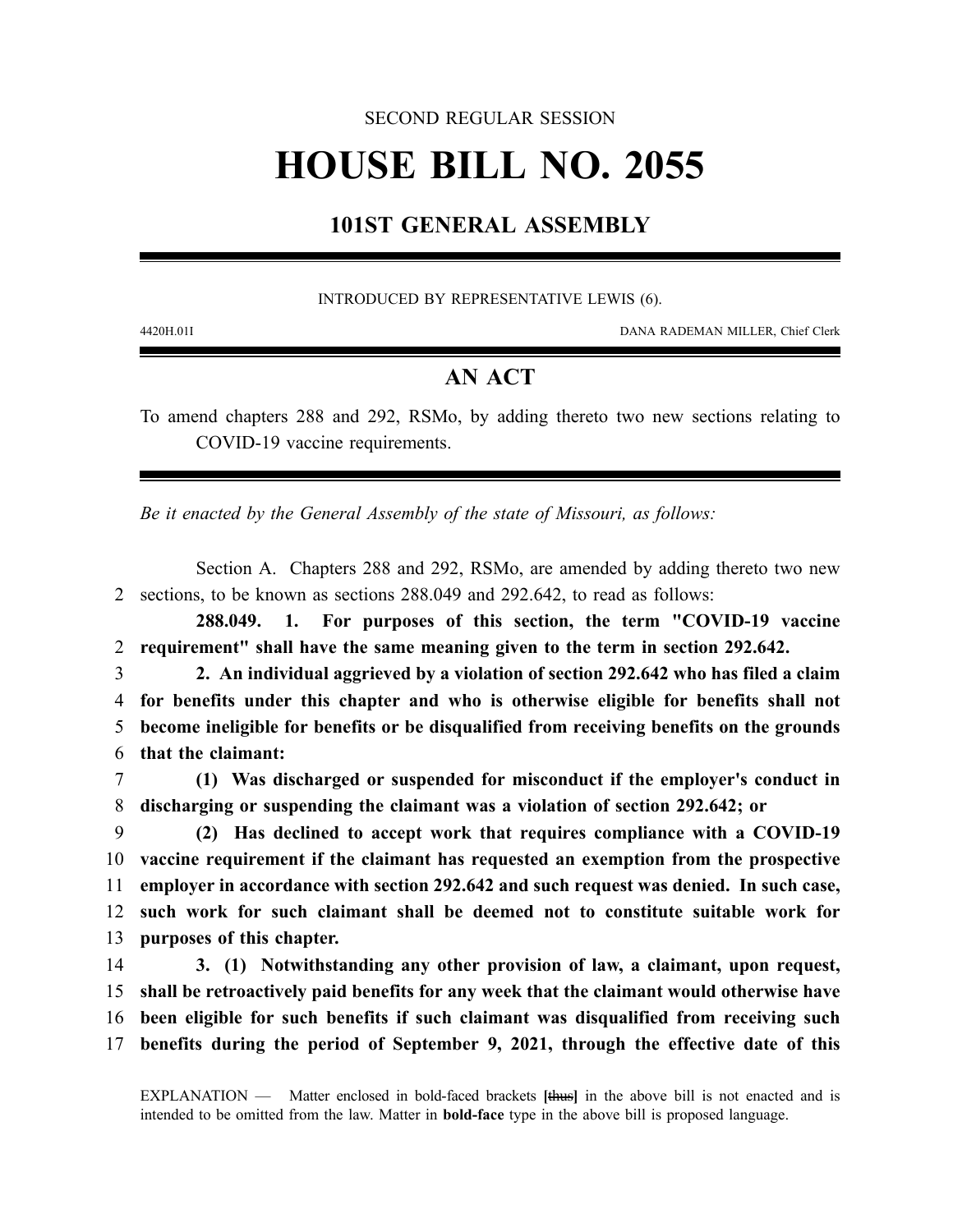SECOND REGULAR SESSION

# HOUSE BILL NO. 2055

## 101ST GENERAL ASSEMBLY

INTRODUCED BY REPRESENTATIVE LEWIS (6).

4420H.01I DANA RADEMAN MILLER, Chief Clerk

## AN ACT

To amend chapters 288 and 292, RSMo, by adding thereto two new sections relating to COVID-19 vaccine requirements.

*Be it enacted by the General Assembly of the state of Missouri, as follows:*

Section A. Chapters 288 and 292, RSMo, are amended by adding thereto two new sections, to be known as sections 288.049 and 292.642, to read as follows:

**288.049. 1. For purposes of this section, the term "COVID-19 vaccine requirement" shall have the same meaning given to the term in section 292.642.**

**2. An individual aggrieved by a violation of section 292.642 who has filed a claim for benefits under this chapter and who is otherwise eligible for benefits shall not become ineligible for benefits or be disqualified from receiving benefits on the grounds that the claimant:**

**(1) Was discharged or suspended for misconduct if the employer's conduct in discharging or suspending the claimant was a violation of section 292.642; or**

**(2) Has declined to accept work that requires compliance with a COVID-19 vaccine requirement if the claimant has requested an exemption from the prospective employer in accordance with section 292.642 and such request was denied. In such case, such work for such claimant shall be deemed not to constitute suitable work for purposes of this chapter.**

**3. (1) Notwithstanding any other provision of law, a claimant, upon request, shall be retroactively paid benefits for any week that the claimant would otherwise have been eligible for such benefits if such claimant was disqualified from receiving such benefits during the period of September 9, 2021, through the effective date of this**

EXPLANATION — Matter enclosed in bold-faced brackets **[~~thus~~]** in the above bill is not enacted and is intended to be omitted from the law. Matter in **bold-face** type in the above bill is proposed language.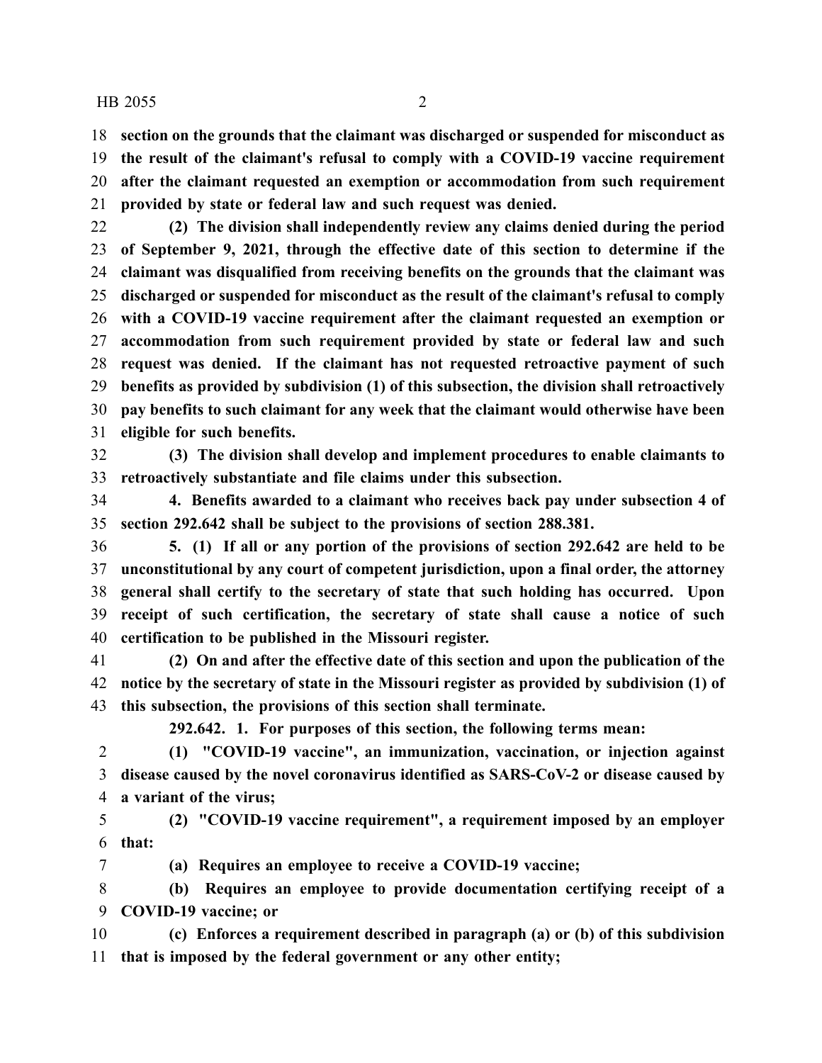**section on the grounds that the claimant was discharged or suspended for misconduct as the result of the claimant's refusal to comply with a COVID-19 vaccine requirement after the claimant requested an exemption or accommodation from such requirement provided by state or federal law and such request was denied.**

**(2) The division shall independently review any claims denied during the period of September 9, 2021, through the effective date of this section to determine if the claimant was disqualified from receiving benefits on the grounds that the claimant was discharged or suspended for misconduct as the result of the claimant's refusal to comply with a COVID-19 vaccine requirement after the claimant requested an exemption or accommodation from such requirement provided by state or federal law and such request was denied. If the claimant has not requested retroactive payment of such benefits as provided by subdivision (1) of this subsection, the division shall retroactively pay benefits to such claimant for any week that the claimant would otherwise have been eligible for such benefits.**

**(3) The division shall develop and implement procedures to enable claimants to retroactively substantiate and file claims under this subsection.**

**4. Benefits awarded to a claimant who receives back pay under subsection 4 of section 292.642 shall be subject to the provisions of section 288.381.**

**5. (1) If all or any portion of the provisions of section 292.642 are held to be unconstitutional by any court of competent jurisdiction, upon a final order, the attorney general shall certify to the secretary of state that such holding has occurred. Upon receipt of such certification, the secretary of state shall cause a notice of such certification to be published in the Missouri register.**

**(2) On and after the effective date of this section and upon the publication of the notice by the secretary of state in the Missouri register as provided by subdivision (1) of this subsection, the provisions of this section shall terminate.**

**292.642. 1. For purposes of this section, the following terms mean:**

**(1) "COVID-19 vaccine", an immunization, vaccination, or injection against disease caused by the novel coronavirus identified as SARS-CoV-2 or disease caused by a variant of the virus;**

**(2) "COVID-19 vaccine requirement", a requirement imposed by an employer that:**

**(a) Requires an employee to receive a COVID-19 vaccine;**

**(b) Requires an employee to provide documentation certifying receipt of a COVID-19 vaccine; or**

**(c) Enforces a requirement described in paragraph (a) or (b) of this subdivision that is imposed by the federal government or any other entity;**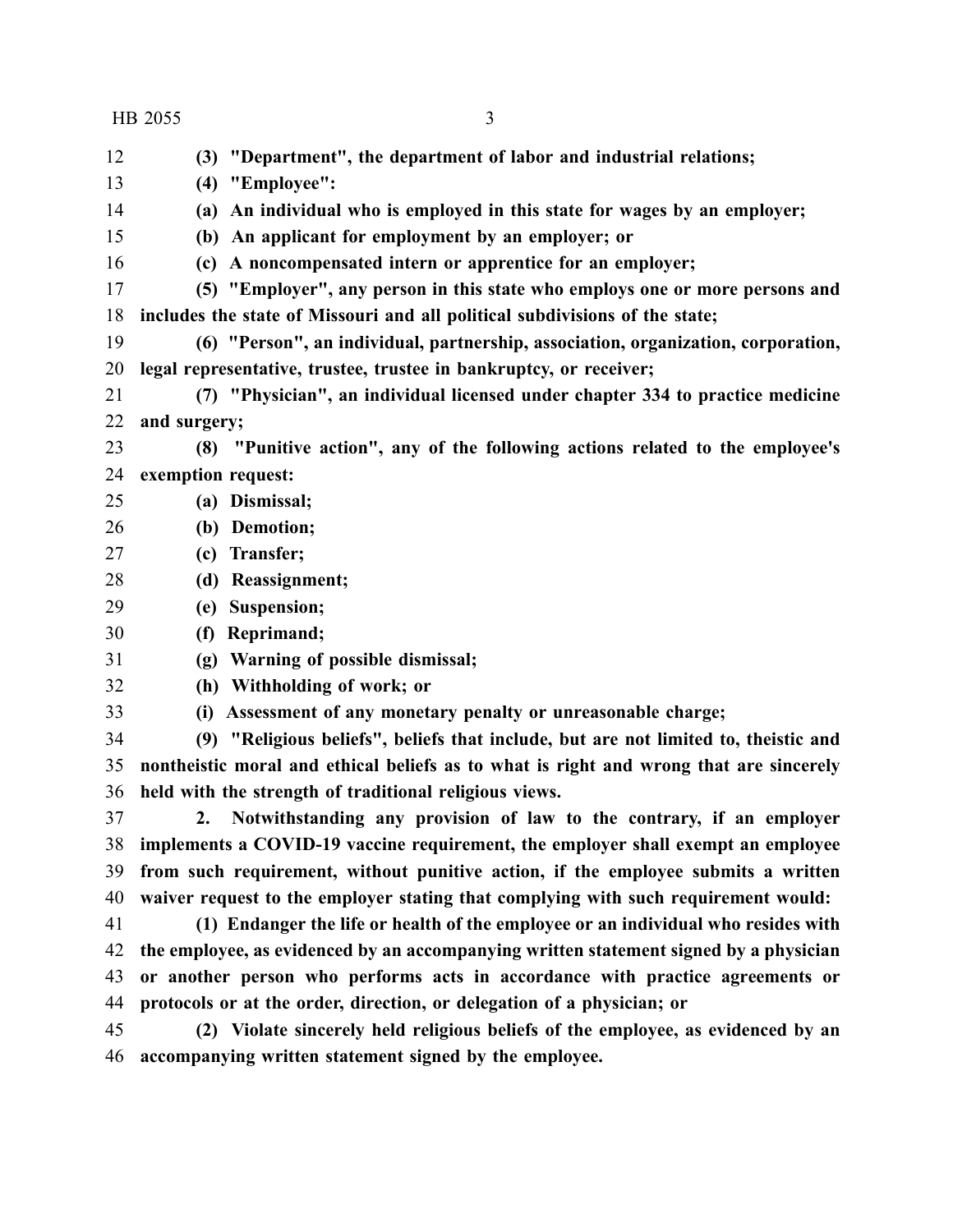**(3) "Department", the department of labor and industrial relations;**

**(4) "Employee":**

**(a) An individual who is employed in this state for wages by an employer;**

**(b) An applicant for employment by an employer; or**

**(c) A noncompensated intern or apprentice for an employer;**

**(5) "Employer", any person in this state who employs one or more persons and includes the state of Missouri and all political subdivisions of the state;**

**(6) "Person", an individual, partnership, association, organization, corporation, legal representative, trustee, trustee in bankruptcy, or receiver;**

**(7) "Physician", an individual licensed under chapter 334 to practice medicine and surgery;**

**(8) "Punitive action", any of the following actions related to the employee's exemption request:**

**(a) Dismissal;**

**(b) Demotion;**

**(c) Transfer;**

**(d) Reassignment;**

**(e) Suspension;**

**(f) Reprimand;**

**(g) Warning of possible dismissal;**

**(h) Withholding of work; or**

**(i) Assessment of any monetary penalty or unreasonable charge;**

**(9) "Religious beliefs", beliefs that include, but are not limited to, theistic and nontheistic moral and ethical beliefs as to what is right and wrong that are sincerely held with the strength of traditional religious views.**

**2. Notwithstanding any provision of law to the contrary, if an employer implements a COVID-19 vaccine requirement, the employer shall exempt an employee from such requirement, without punitive action, if the employee submits a written waiver request to the employer stating that complying with such requirement would:**

**(1) Endanger the life or health of the employee or an individual who resides with the employee, as evidenced by an accompanying written statement signed by a physician or another person who performs acts in accordance with practice agreements or protocols or at the order, direction, or delegation of a physician; or**

**(2) Violate sincerely held religious beliefs of the employee, as evidenced by an accompanying written statement signed by the employee.**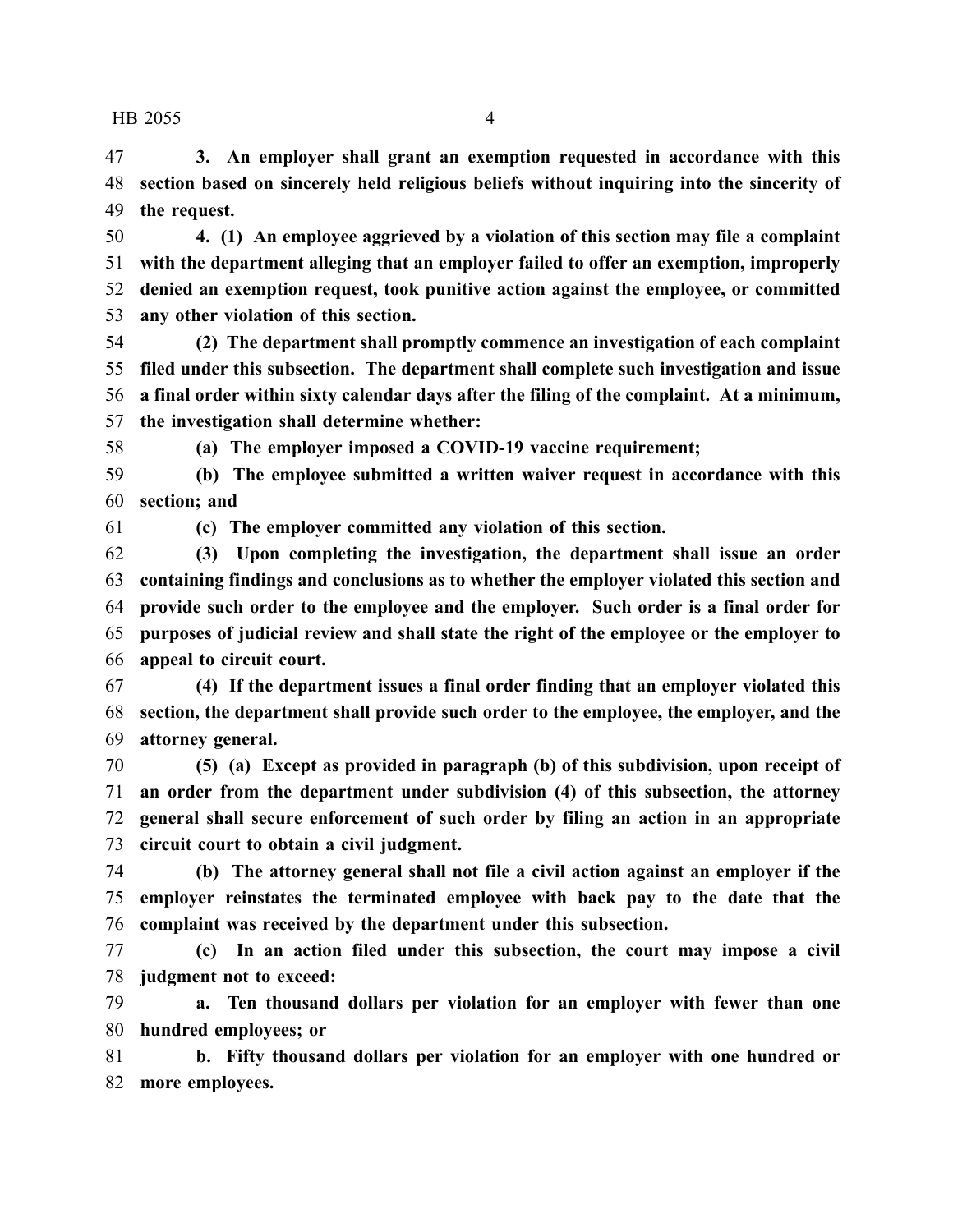**3. An employer shall grant an exemption requested in accordance with this section based on sincerely held religious beliefs without inquiring into the sincerity of the request.**

**4. (1) An employee aggrieved by a violation of this section may file a complaint with the department alleging that an employer failed to offer an exemption, improperly denied an exemption request, took punitive action against the employee, or committed any other violation of this section.**

**(2) The department shall promptly commence an investigation of each complaint filed under this subsection. The department shall complete such investigation and issue a final order within sixty calendar days after the filing of the complaint. At a minimum, the investigation shall determine whether:**

**(a) The employer imposed a COVID-19 vaccine requirement;**

**(b) The employee submitted a written waiver request in accordance with this section; and**

**(c) The employer committed any violation of this section.**

**(3) Upon completing the investigation, the department shall issue an order containing findings and conclusions as to whether the employer violated this section and provide such order to the employee and the employer. Such order is a final order for purposes of judicial review and shall state the right of the employee or the employer to appeal to circuit court.**

**(4) If the department issues a final order finding that an employer violated this section, the department shall provide such order to the employee, the employer, and the attorney general.**

**(5) (a) Except as provided in paragraph (b) of this subdivision, upon receipt of an order from the department under subdivision (4) of this subsection, the attorney general shall secure enforcement of such order by filing an action in an appropriate circuit court to obtain a civil judgment.**

**(b) The attorney general shall not file a civil action against an employer if the employer reinstates the terminated employee with back pay to the date that the complaint was received by the department under this subsection.**

**(c) In an action filed under this subsection, the court may impose a civil judgment not to exceed:**

**a. Ten thousand dollars per violation for an employer with fewer than one hundred employees; or**

**b. Fifty thousand dollars per violation for an employer with one hundred or more employees.**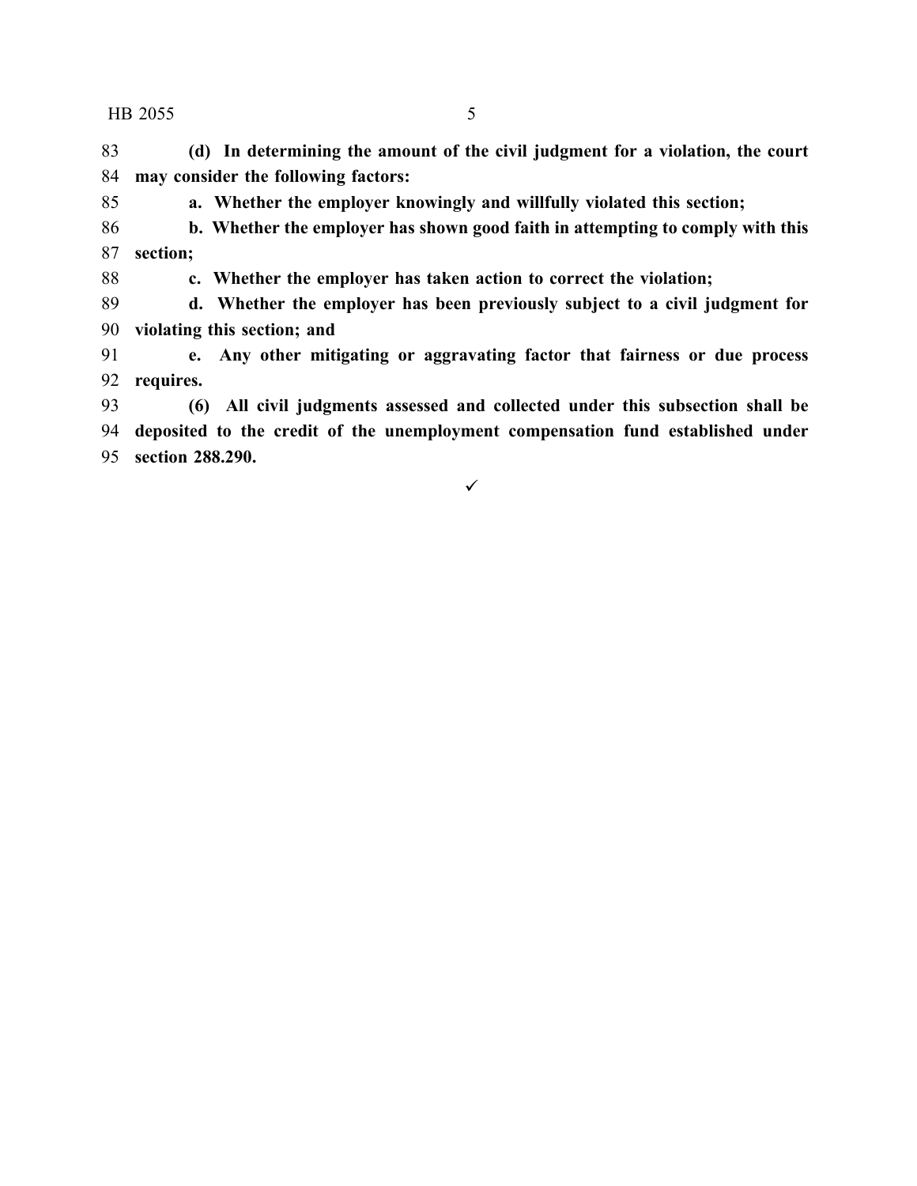**(d) In determining the amount of the civil judgment for a violation, the court may consider the following factors:**

**a. Whether the employer knowingly and willfully violated this section;**

**b. Whether the employer has shown good faith in attempting to comply with this section;**

**c. Whether the employer has taken action to correct the violation;**

**d. Whether the employer has been previously subject to a civil judgment for violating this section; and**

**e. Any other mitigating or aggravating factor that fairness or due process requires.**

**(6) All civil judgments assessed and collected under this subsection shall be deposited to the credit of the unemployment compensation fund established under section 288.290.**

✓